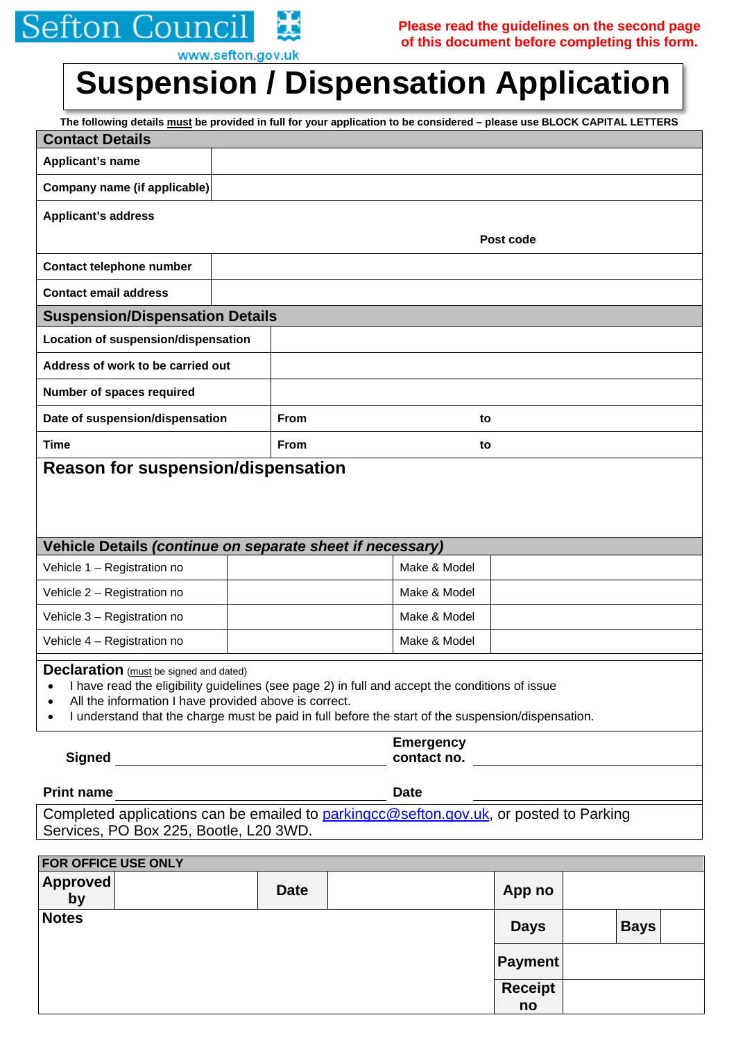Sefton Council

www.sefton.gov.uk

**Please read the guidelines on the second page of this document before completing this form.**

# Suspension / Dispensation Application

**The following details must be provided in full for your application to be considered – please use BLOCK CAPITAL LETTERS**

| **Contact Details** | |
|---|---|
| **Applicant's name** | |
| **Company name (if applicable)** | |
| **Applicant's address** | **Post code** |
| **Contact telephone number** | |
| **Contact email address** | |

| **Suspension/Dispensation Details** | | |
|---|---|---|
| **Location of suspension/dispensation** | | |
| **Address of work to be carried out** | | |
| **Number of spaces required** | | |
| **Date of suspension/dispensation** | **From** | **to** |
| **Time** | **From** | **to** |

## Reason for suspension/dispensation

| **Vehicle Details *(continue on separate sheet if necessary)*** | | | |
|---|---|---|---|
| Vehicle 1 – Registration no | | Make & Model | |
| Vehicle 2 – Registration no | | Make & Model | |
| Vehicle 3 – Registration no | | Make & Model | |
| Vehicle 4 – Registration no | | Make & Model | |

**Declaration** (must be signed and dated)

- I have read the eligibility guidelines (see page 2) in full and accept the conditions of issue
- All the information I have provided above is correct.
- I understand that the charge must be paid in full before the start of the suspension/dispensation.

**Signed** ______________________ **Emergency contact no.** ______________________

**Print name** ______________________ **Date** ______________________

Completed applications can be emailed to parkingcc@sefton.gov.uk, or posted to Parking Services, PO Box 225, Bootle, L20 3WD.

| **FOR OFFICE USE ONLY** | | | | | | | |
|---|---|---|---|---|---|---|---|
| **Approved by** | | **Date** | | **App no** | | | |
| **Notes** | | | | **Days** | | **Bays** | |
| | | | | **Payment** | | | |
| | | | | **Receipt no** | | | |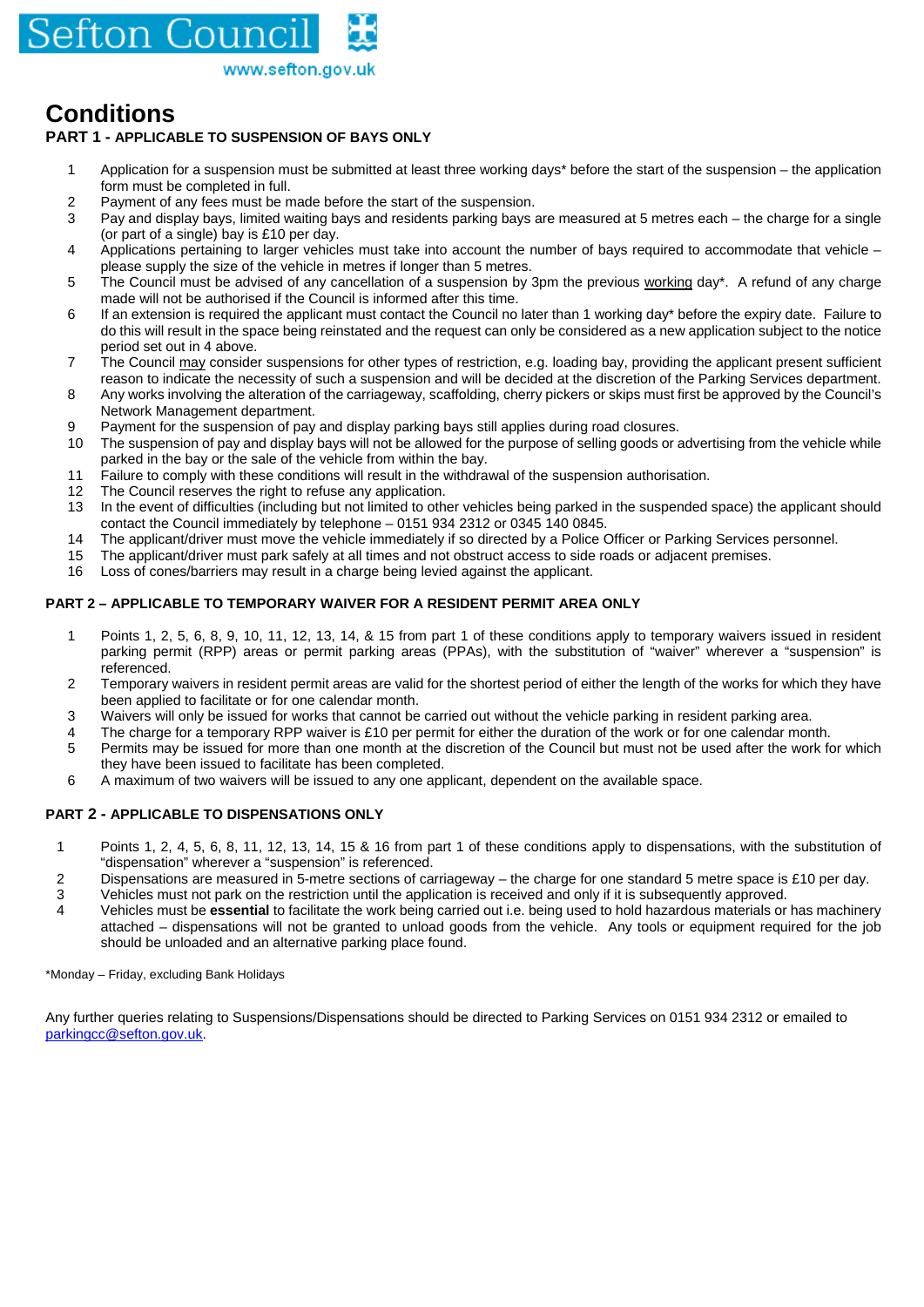Sefton Council

www.sefton.gov.uk

# Conditions

## PART 1 - APPLICABLE TO SUSPENSION OF BAYS ONLY

1. Application for a suspension must be submitted at least three working days* before the start of the suspension – the application form must be completed in full.
2. Payment of any fees must be made before the start of the suspension.
3. Pay and display bays, limited waiting bays and residents parking bays are measured at 5 metres each – the charge for a single (or part of a single) bay is £10 per day.
4. Applications pertaining to larger vehicles must take into account the number of bays required to accommodate that vehicle – please supply the size of the vehicle in metres if longer than 5 metres.
5. The Council must be advised of any cancellation of a suspension by 3pm the previous working day*. A refund of any charge made will not be authorised if the Council is informed after this time.
6. If an extension is required the applicant must contact the Council no later than 1 working day* before the expiry date. Failure to do this will result in the space being reinstated and the request can only be considered as a new application subject to the notice period set out in 4 above.
7. The Council may consider suspensions for other types of restriction, e.g. loading bay, providing the applicant present sufficient reason to indicate the necessity of such a suspension and will be decided at the discretion of the Parking Services department.
8. Any works involving the alteration of the carriageway, scaffolding, cherry pickers or skips must first be approved by the Council's Network Management department.
9. Payment for the suspension of pay and display parking bays still applies during road closures.
10. The suspension of pay and display bays will not be allowed for the purpose of selling goods or advertising from the vehicle while parked in the bay or the sale of the vehicle from within the bay.
11. Failure to comply with these conditions will result in the withdrawal of the suspension authorisation.
12. The Council reserves the right to refuse any application.
13. In the event of difficulties (including but not limited to other vehicles being parked in the suspended space) the applicant should contact the Council immediately by telephone – 0151 934 2312 or 0345 140 0845.
14. The applicant/driver must move the vehicle immediately if so directed by a Police Officer or Parking Services personnel.
15. The applicant/driver must park safely at all times and not obstruct access to side roads or adjacent premises.
16. Loss of cones/barriers may result in a charge being levied against the applicant.

## PART 2 – APPLICABLE TO TEMPORARY WAIVER FOR A RESIDENT PERMIT AREA ONLY

1. Points 1, 2, 5, 6, 8, 9, 10, 11, 12, 13, 14, & 15 from part 1 of these conditions apply to temporary waivers issued in resident parking permit (RPP) areas or permit parking areas (PPAs), with the substitution of "waiver" wherever a "suspension" is referenced.
2. Temporary waivers in resident permit areas are valid for the shortest period of either the length of the works for which they have been applied to facilitate or for one calendar month.
3. Waivers will only be issued for works that cannot be carried out without the vehicle parking in resident parking area.
4. The charge for a temporary RPP waiver is £10 per permit for either the duration of the work or for one calendar month.
5. Permits may be issued for more than one month at the discretion of the Council but must not be used after the work for which they have been issued to facilitate has been completed.
6. A maximum of two waivers will be issued to any one applicant, dependent on the available space.

## PART 2 - APPLICABLE TO DISPENSATIONS ONLY

1. Points 1, 2, 4, 5, 6, 8, 11, 12, 13, 14, 15 & 16 from part 1 of these conditions apply to dispensations, with the substitution of "dispensation" wherever a "suspension" is referenced.
2. Dispensations are measured in 5-metre sections of carriageway – the charge for one standard 5 metre space is £10 per day.
3. Vehicles must not park on the restriction until the application is received and only if it is subsequently approved.
4. Vehicles must be **essential** to facilitate the work being carried out i.e. being used to hold hazardous materials or has machinery attached – dispensations will not be granted to unload goods from the vehicle. Any tools or equipment required for the job should be unloaded and an alternative parking place found.

*Monday – Friday, excluding Bank Holidays

Any further queries relating to Suspensions/Dispensations should be directed to Parking Services on 0151 934 2312 or emailed to parkingcc@sefton.gov.uk.